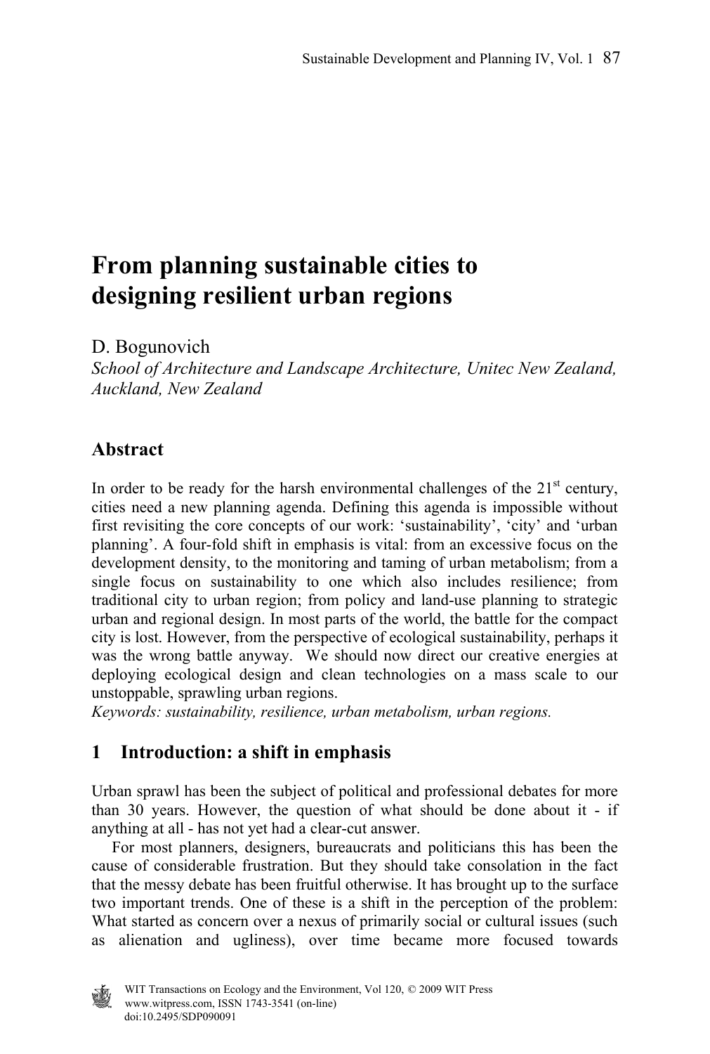# From planning sustainable cities to designing resilient urban regions

D. Bogunovich

*School of Architecture and Landscape Architecture, Unitec New Zealand, Auckland, New Zealand*

## Abstract

In order to be ready for the harsh environmental challenges of the 21st century, cities need a new planning agenda. Defining this agenda is impossible without first revisiting the core concepts of our work: 'sustainability', 'city' and 'urban planning'. A four-fold shift in emphasis is vital: from an excessive focus on the development density, to the monitoring and taming of urban metabolism; from a single focus on sustainability to one which also includes resilience; from traditional city to urban region; from policy and land-use planning to strategic urban and regional design. In most parts of the world, the battle for the compact city is lost. However, from the perspective of ecological sustainability, perhaps it was the wrong battle anyway. We should now direct our creative energies at deploying ecological design and clean technologies on a mass scale to our unstoppable, sprawling urban regions.

*Keywords: sustainability, resilience, urban metabolism, urban regions.*

## 1 Introduction: a shift in emphasis

Urban sprawl has been the subject of political and professional debates for more than 30 years. However, the question of what should be done about it - if anything at all - has not yet had a clear-cut answer.

For most planners, designers, bureaucrats and politicians this has been the cause of considerable frustration. But they should take consolation in the fact that the messy debate has been fruitful otherwise. It has brought up to the surface two important trends. One of these is a shift in the perception of the problem: What started as concern over a nexus of primarily social or cultural issues (such as alienation and ugliness), over time became more focused towards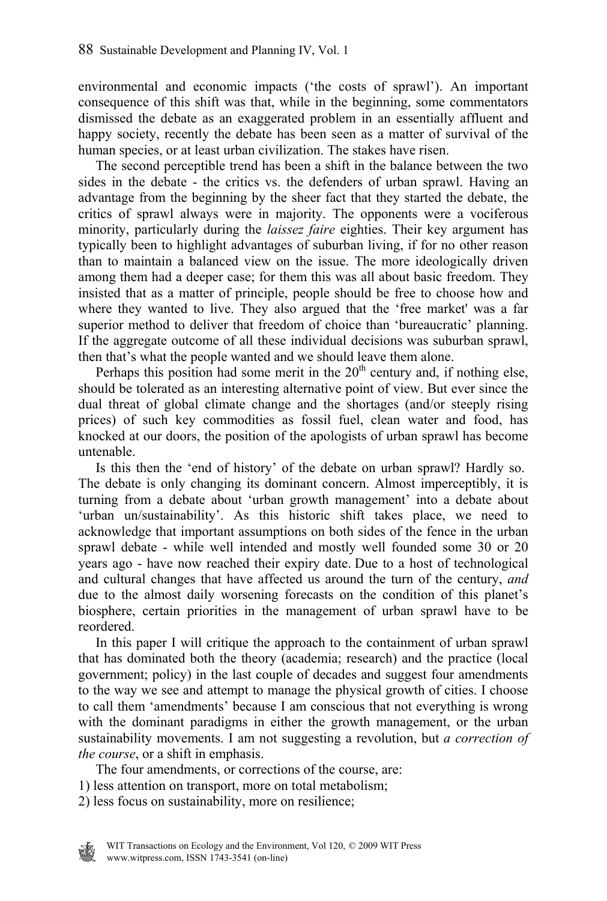environmental and economic impacts ('the costs of sprawl'). An important consequence of this shift was that, while in the beginning, some commentators dismissed the debate as an exaggerated problem in an essentially affluent and happy society, recently the debate has been seen as a matter of survival of the human species, or at least urban civilization. The stakes have risen.

The second perceptible trend has been a shift in the balance between the two sides in the debate - the critics vs. the defenders of urban sprawl. Having an advantage from the beginning by the sheer fact that they started the debate, the critics of sprawl always were in majority. The opponents were a vociferous minority, particularly during the *laissez faire* eighties. Their key argument has typically been to highlight advantages of suburban living, if for no other reason than to maintain a balanced view on the issue. The more ideologically driven among them had a deeper case; for them this was all about basic freedom. They insisted that as a matter of principle, people should be free to choose how and where they wanted to live. They also argued that the 'free market' was a far superior method to deliver that freedom of choice than 'bureaucratic' planning. If the aggregate outcome of all these individual decisions was suburban sprawl, then that's what the people wanted and we should leave them alone.

Perhaps this position had some merit in the 20th century and, if nothing else, should be tolerated as an interesting alternative point of view. But ever since the dual threat of global climate change and the shortages (and/or steeply rising prices) of such key commodities as fossil fuel, clean water and food, has knocked at our doors, the position of the apologists of urban sprawl has become untenable.

Is this then the 'end of history' of the debate on urban sprawl? Hardly so. The debate is only changing its dominant concern. Almost imperceptibly, it is turning from a debate about 'urban growth management' into a debate about 'urban un/sustainability'. As this historic shift takes place, we need to acknowledge that important assumptions on both sides of the fence in the urban sprawl debate - while well intended and mostly well founded some 30 or 20 years ago - have now reached their expiry date. Due to a host of technological and cultural changes that have affected us around the turn of the century, *and* due to the almost daily worsening forecasts on the condition of this planet's biosphere, certain priorities in the management of urban sprawl have to be reordered.

In this paper I will critique the approach to the containment of urban sprawl that has dominated both the theory (academia; research) and the practice (local government; policy) in the last couple of decades and suggest four amendments to the way we see and attempt to manage the physical growth of cities. I choose to call them 'amendments' because I am conscious that not everything is wrong with the dominant paradigms in either the growth management, or the urban sustainability movements. I am not suggesting a revolution, but *a correction of the course*, or a shift in emphasis.

The four amendments, or corrections of the course, are:

1) less attention on transport, more on total metabolism;
2) less focus on sustainability, more on resilience;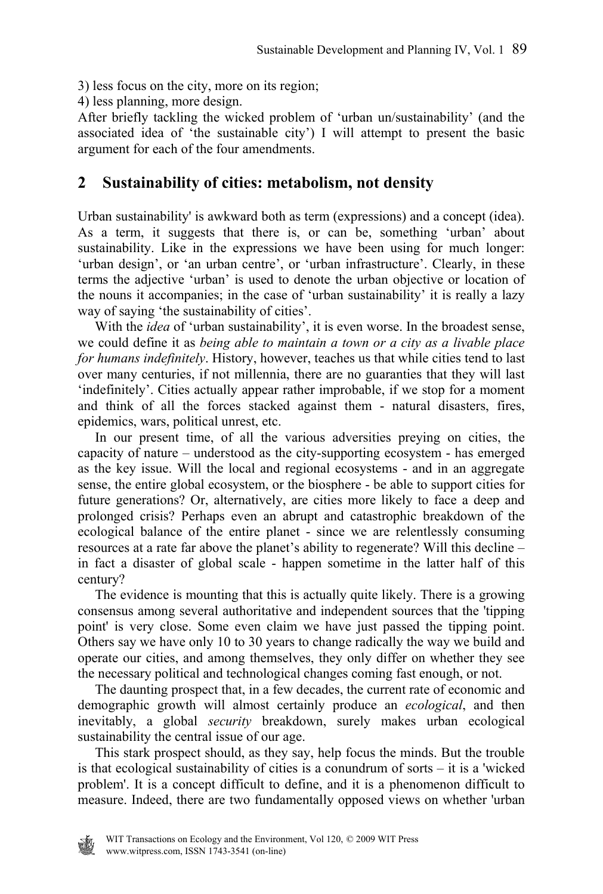3) less focus on the city, more on its region;
4) less planning, more design.
After briefly tackling the wicked problem of 'urban un/sustainability' (and the associated idea of 'the sustainable city') I will attempt to present the basic argument for each of the four amendments.

## 2 Sustainability of cities: metabolism, not density

Urban sustainability' is awkward both as term (expressions) and a concept (idea). As a term, it suggests that there is, or can be, something 'urban' about sustainability. Like in the expressions we have been using for much longer: 'urban design', or 'an urban centre', or 'urban infrastructure'. Clearly, in these terms the adjective 'urban' is used to denote the urban objective or location of the nouns it accompanies; in the case of 'urban sustainability' it is really a lazy way of saying 'the sustainability of cities'.

With the *idea* of 'urban sustainability', it is even worse. In the broadest sense, we could define it as *being able to maintain a town or a city as a livable place for humans indefinitely*. History, however, teaches us that while cities tend to last over many centuries, if not millennia, there are no guaranties that they will last 'indefinitely'. Cities actually appear rather improbable, if we stop for a moment and think of all the forces stacked against them - natural disasters, fires, epidemics, wars, political unrest, etc.

In our present time, of all the various adversities preying on cities, the capacity of nature – understood as the city-supporting ecosystem - has emerged as the key issue. Will the local and regional ecosystems - and in an aggregate sense, the entire global ecosystem, or the biosphere - be able to support cities for future generations? Or, alternatively, are cities more likely to face a deep and prolonged crisis? Perhaps even an abrupt and catastrophic breakdown of the ecological balance of the entire planet - since we are relentlessly consuming resources at a rate far above the planet's ability to regenerate? Will this decline – in fact a disaster of global scale - happen sometime in the latter half of this century?

The evidence is mounting that this is actually quite likely. There is a growing consensus among several authoritative and independent sources that the 'tipping point' is very close. Some even claim we have just passed the tipping point. Others say we have only 10 to 30 years to change radically the way we build and operate our cities, and among themselves, they only differ on whether they see the necessary political and technological changes coming fast enough, or not.

The daunting prospect that, in a few decades, the current rate of economic and demographic growth will almost certainly produce an *ecological*, and then inevitably, a global *security* breakdown, surely makes urban ecological sustainability the central issue of our age.

This stark prospect should, as they say, help focus the minds. But the trouble is that ecological sustainability of cities is a conundrum of sorts – it is a 'wicked problem'. It is a concept difficult to define, and it is a phenomenon difficult to measure. Indeed, there are two fundamentally opposed views on whether 'urban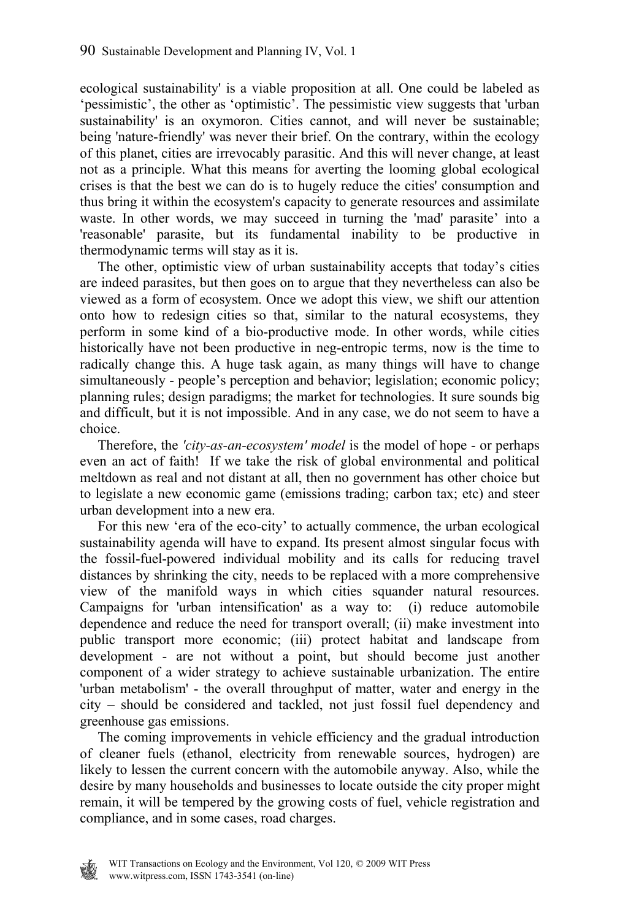ecological sustainability' is a viable proposition at all. One could be labeled as 'pessimistic', the other as 'optimistic'. The pessimistic view suggests that 'urban sustainability' is an oxymoron. Cities cannot, and will never be sustainable; being 'nature-friendly' was never their brief. On the contrary, within the ecology of this planet, cities are irrevocably parasitic. And this will never change, at least not as a principle. What this means for averting the looming global ecological crises is that the best we can do is to hugely reduce the cities' consumption and thus bring it within the ecosystem's capacity to generate resources and assimilate waste. In other words, we may succeed in turning the 'mad' parasite' into a 'reasonable' parasite, but its fundamental inability to be productive in thermodynamic terms will stay as it is.

The other, optimistic view of urban sustainability accepts that today's cities are indeed parasites, but then goes on to argue that they nevertheless can also be viewed as a form of ecosystem. Once we adopt this view, we shift our attention onto how to redesign cities so that, similar to the natural ecosystems, they perform in some kind of a bio-productive mode. In other words, while cities historically have not been productive in neg-entropic terms, now is the time to radically change this. A huge task again, as many things will have to change simultaneously - people's perception and behavior; legislation; economic policy; planning rules; design paradigms; the market for technologies. It sure sounds big and difficult, but it is not impossible. And in any case, we do not seem to have a choice.

Therefore, the *'city-as-an-ecosystem' model* is the model of hope - or perhaps even an act of faith! If we take the risk of global environmental and political meltdown as real and not distant at all, then no government has other choice but to legislate a new economic game (emissions trading; carbon tax; etc) and steer urban development into a new era.

For this new 'era of the eco-city' to actually commence, the urban ecological sustainability agenda will have to expand. Its present almost singular focus with the fossil-fuel-powered individual mobility and its calls for reducing travel distances by shrinking the city, needs to be replaced with a more comprehensive view of the manifold ways in which cities squander natural resources. Campaigns for 'urban intensification' as a way to: (i) reduce automobile dependence and reduce the need for transport overall; (ii) make investment into public transport more economic; (iii) protect habitat and landscape from development - are not without a point, but should become just another component of a wider strategy to achieve sustainable urbanization. The entire 'urban metabolism' - the overall throughput of matter, water and energy in the city – should be considered and tackled, not just fossil fuel dependency and greenhouse gas emissions.

The coming improvements in vehicle efficiency and the gradual introduction of cleaner fuels (ethanol, electricity from renewable sources, hydrogen) are likely to lessen the current concern with the automobile anyway. Also, while the desire by many households and businesses to locate outside the city proper might remain, it will be tempered by the growing costs of fuel, vehicle registration and compliance, and in some cases, road charges.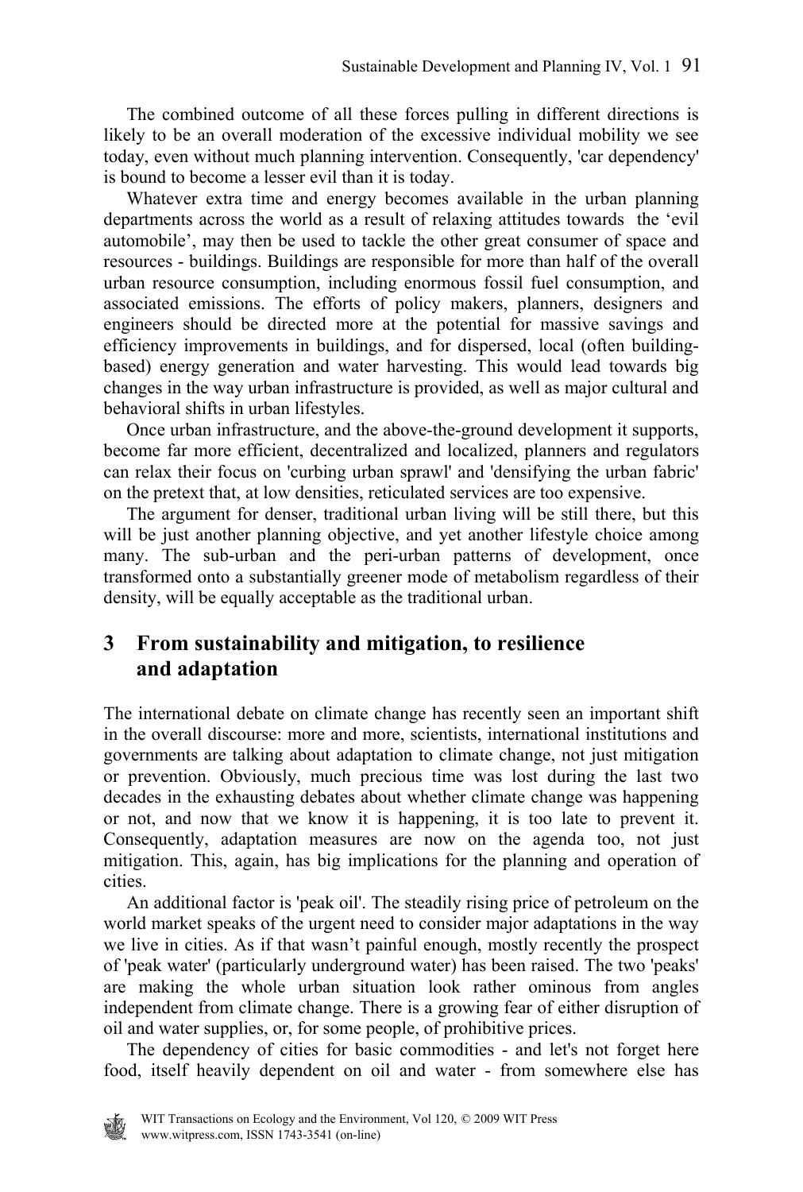The combined outcome of all these forces pulling in different directions is likely to be an overall moderation of the excessive individual mobility we see today, even without much planning intervention. Consequently, 'car dependency' is bound to become a lesser evil than it is today.

Whatever extra time and energy becomes available in the urban planning departments across the world as a result of relaxing attitudes towards the 'evil automobile', may then be used to tackle the other great consumer of space and resources - buildings. Buildings are responsible for more than half of the overall urban resource consumption, including enormous fossil fuel consumption, and associated emissions. The efforts of policy makers, planners, designers and engineers should be directed more at the potential for massive savings and efficiency improvements in buildings, and for dispersed, local (often building-based) energy generation and water harvesting. This would lead towards big changes in the way urban infrastructure is provided, as well as major cultural and behavioral shifts in urban lifestyles.

Once urban infrastructure, and the above-the-ground development it supports, become far more efficient, decentralized and localized, planners and regulators can relax their focus on 'curbing urban sprawl' and 'densifying the urban fabric' on the pretext that, at low densities, reticulated services are too expensive.

The argument for denser, traditional urban living will be still there, but this will be just another planning objective, and yet another lifestyle choice among many. The sub-urban and the peri-urban patterns of development, once transformed onto a substantially greener mode of metabolism regardless of their density, will be equally acceptable as the traditional urban.

## 3 From sustainability and mitigation, to resilience and adaptation

The international debate on climate change has recently seen an important shift in the overall discourse: more and more, scientists, international institutions and governments are talking about adaptation to climate change, not just mitigation or prevention. Obviously, much precious time was lost during the last two decades in the exhausting debates about whether climate change was happening or not, and now that we know it is happening, it is too late to prevent it. Consequently, adaptation measures are now on the agenda too, not just mitigation. This, again, has big implications for the planning and operation of cities.

An additional factor is 'peak oil'. The steadily rising price of petroleum on the world market speaks of the urgent need to consider major adaptations in the way we live in cities. As if that wasn't painful enough, mostly recently the prospect of 'peak water' (particularly underground water) has been raised. The two 'peaks' are making the whole urban situation look rather ominous from angles independent from climate change. There is a growing fear of either disruption of oil and water supplies, or, for some people, of prohibitive prices.

The dependency of cities for basic commodities - and let's not forget here food, itself heavily dependent on oil and water - from somewhere else has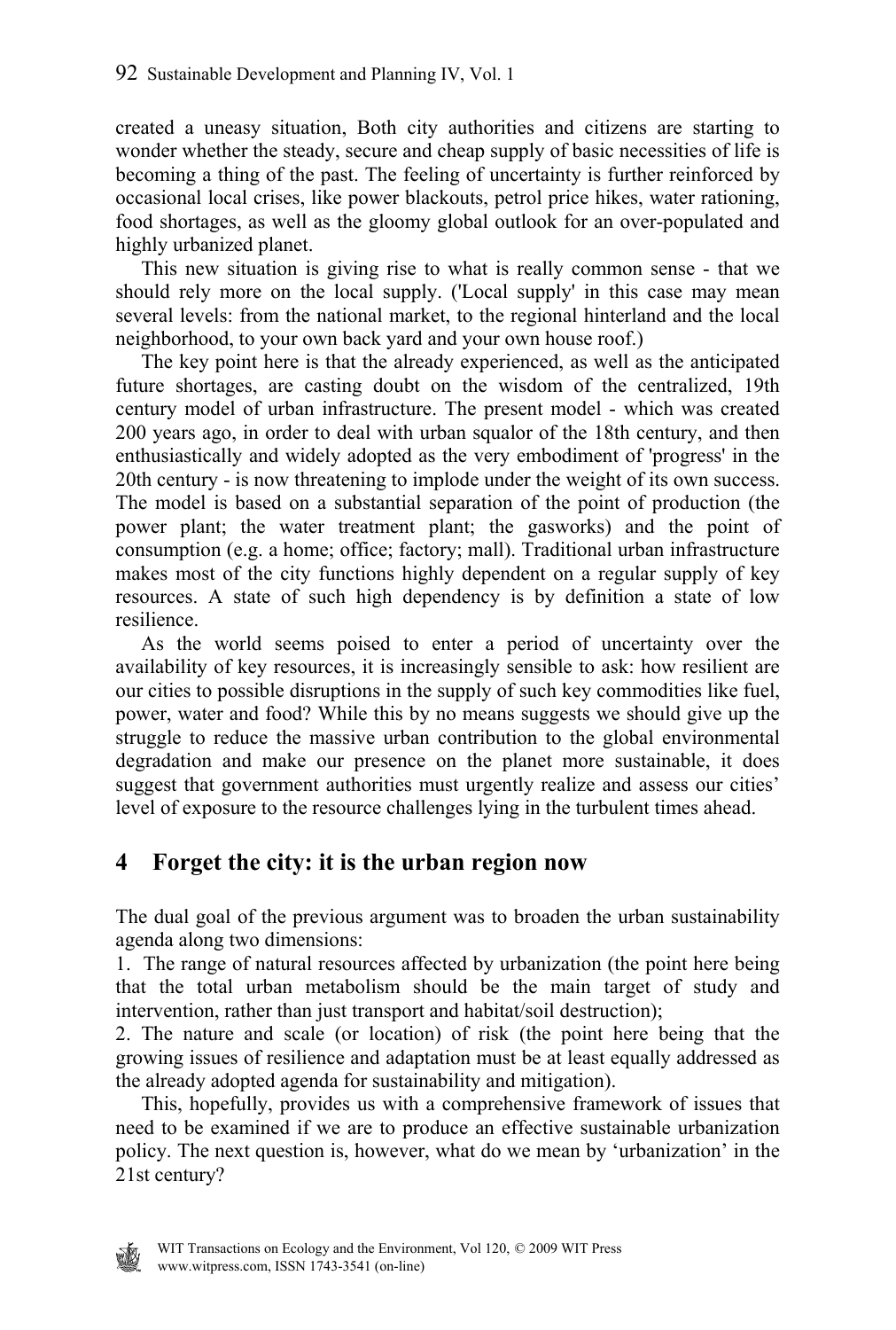created a uneasy situation, Both city authorities and citizens are starting to wonder whether the steady, secure and cheap supply of basic necessities of life is becoming a thing of the past. The feeling of uncertainty is further reinforced by occasional local crises, like power blackouts, petrol price hikes, water rationing, food shortages, as well as the gloomy global outlook for an over-populated and highly urbanized planet.

This new situation is giving rise to what is really common sense - that we should rely more on the local supply. ('Local supply' in this case may mean several levels: from the national market, to the regional hinterland and the local neighborhood, to your own back yard and your own house roof.)

The key point here is that the already experienced, as well as the anticipated future shortages, are casting doubt on the wisdom of the centralized, 19th century model of urban infrastructure. The present model - which was created 200 years ago, in order to deal with urban squalor of the 18th century, and then enthusiastically and widely adopted as the very embodiment of 'progress' in the 20th century - is now threatening to implode under the weight of its own success. The model is based on a substantial separation of the point of production (the power plant; the water treatment plant; the gasworks) and the point of consumption (e.g. a home; office; factory; mall). Traditional urban infrastructure makes most of the city functions highly dependent on a regular supply of key resources. A state of such high dependency is by definition a state of low resilience.

As the world seems poised to enter a period of uncertainty over the availability of key resources, it is increasingly sensible to ask: how resilient are our cities to possible disruptions in the supply of such key commodities like fuel, power, water and food? While this by no means suggests we should give up the struggle to reduce the massive urban contribution to the global environmental degradation and make our presence on the planet more sustainable, it does suggest that government authorities must urgently realize and assess our cities' level of exposure to the resource challenges lying in the turbulent times ahead.

## 4 Forget the city: it is the urban region now

The dual goal of the previous argument was to broaden the urban sustainability agenda along two dimensions:

1. The range of natural resources affected by urbanization (the point here being that the total urban metabolism should be the main target of study and intervention, rather than just transport and habitat/soil destruction);
2. The nature and scale (or location) of risk (the point here being that the growing issues of resilience and adaptation must be at least equally addressed as the already adopted agenda for sustainability and mitigation).

This, hopefully, provides us with a comprehensive framework of issues that need to be examined if we are to produce an effective sustainable urbanization policy. The next question is, however, what do we mean by 'urbanization' in the 21st century?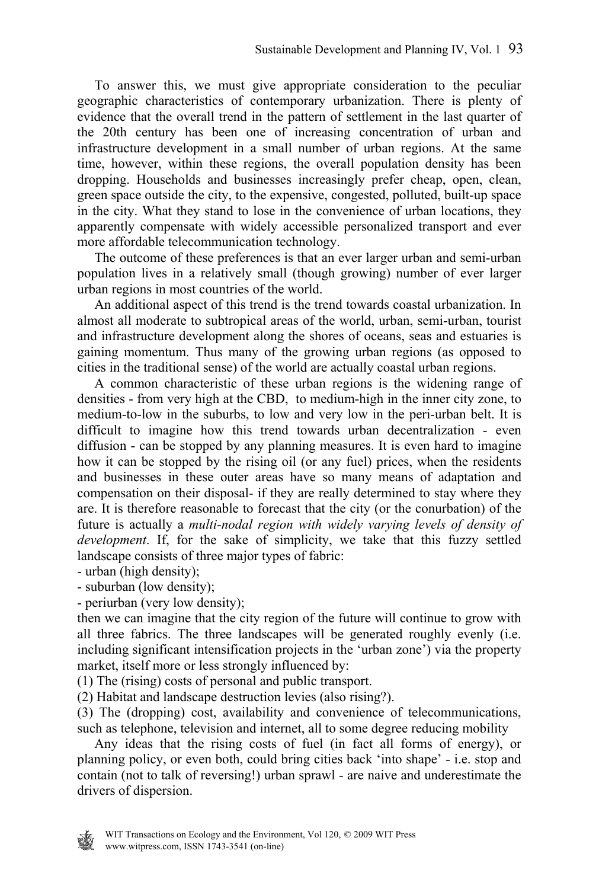To answer this, we must give appropriate consideration to the peculiar geographic characteristics of contemporary urbanization. There is plenty of evidence that the overall trend in the pattern of settlement in the last quarter of the 20th century has been one of increasing concentration of urban and infrastructure development in a small number of urban regions. At the same time, however, within these regions, the overall population density has been dropping. Households and businesses increasingly prefer cheap, open, clean, green space outside the city, to the expensive, congested, polluted, built-up space in the city. What they stand to lose in the convenience of urban locations, they apparently compensate with widely accessible personalized transport and ever more affordable telecommunication technology.

The outcome of these preferences is that an ever larger urban and semi-urban population lives in a relatively small (though growing) number of ever larger urban regions in most countries of the world.

An additional aspect of this trend is the trend towards coastal urbanization. In almost all moderate to subtropical areas of the world, urban, semi-urban, tourist and infrastructure development along the shores of oceans, seas and estuaries is gaining momentum. Thus many of the growing urban regions (as opposed to cities in the traditional sense) of the world are actually coastal urban regions.

A common characteristic of these urban regions is the widening range of densities - from very high at the CBD, to medium-high in the inner city zone, to medium-to-low in the suburbs, to low and very low in the peri-urban belt. It is difficult to imagine how this trend towards urban decentralization - even diffusion - can be stopped by any planning measures. It is even hard to imagine how it can be stopped by the rising oil (or any fuel) prices, when the residents and businesses in these outer areas have so many means of adaptation and compensation on their disposal- if they are really determined to stay where they are. It is therefore reasonable to forecast that the city (or the conurbation) of the future is actually a *multi-nodal region with widely varying levels of density of development*. If, for the sake of simplicity, we take that this fuzzy settled landscape consists of three major types of fabric:

- urban (high density);
- suburban (low density);
- periurban (very low density);

then we can imagine that the city region of the future will continue to grow with all three fabrics. The three landscapes will be generated roughly evenly (i.e. including significant intensification projects in the 'urban zone') via the property market, itself more or less strongly influenced by:

(1) The (rising) costs of personal and public transport.
(2) Habitat and landscape destruction levies (also rising?).
(3) The (dropping) cost, availability and convenience of telecommunications, such as telephone, television and internet, all to some degree reducing mobility

Any ideas that the rising costs of fuel (in fact all forms of energy), or planning policy, or even both, could bring cities back 'into shape' - i.e. stop and contain (not to talk of reversing!) urban sprawl - are naive and underestimate the drivers of dispersion.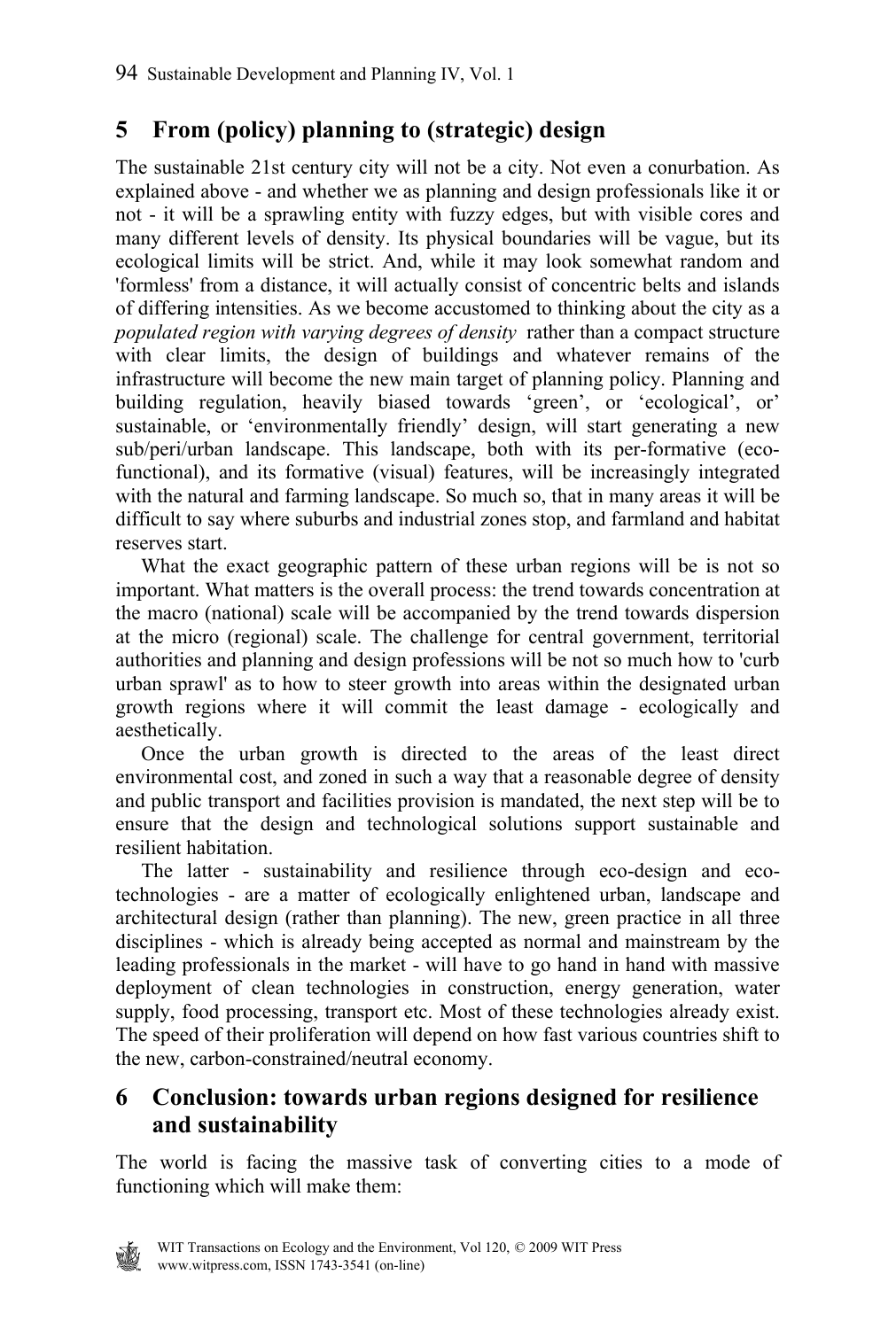## 5 From (policy) planning to (strategic) design

The sustainable 21st century city will not be a city. Not even a conurbation. As explained above - and whether we as planning and design professionals like it or not - it will be a sprawling entity with fuzzy edges, but with visible cores and many different levels of density. Its physical boundaries will be vague, but its ecological limits will be strict. And, while it may look somewhat random and 'formless' from a distance, it will actually consist of concentric belts and islands of differing intensities. As we become accustomed to thinking about the city as a *populated region with varying degrees of density* rather than a compact structure with clear limits, the design of buildings and whatever remains of the infrastructure will become the new main target of planning policy. Planning and building regulation, heavily biased towards 'green', or 'ecological', or' sustainable, or 'environmentally friendly' design, will start generating a new sub/peri/urban landscape. This landscape, both with its per-formative (eco-functional), and its formative (visual) features, will be increasingly integrated with the natural and farming landscape. So much so, that in many areas it will be difficult to say where suburbs and industrial zones stop, and farmland and habitat reserves start.

What the exact geographic pattern of these urban regions will be is not so important. What matters is the overall process: the trend towards concentration at the macro (national) scale will be accompanied by the trend towards dispersion at the micro (regional) scale. The challenge for central government, territorial authorities and planning and design professions will be not so much how to 'curb urban sprawl' as to how to steer growth into areas within the designated urban growth regions where it will commit the least damage - ecologically and aesthetically.

Once the urban growth is directed to the areas of the least direct environmental cost, and zoned in such a way that a reasonable degree of density and public transport and facilities provision is mandated, the next step will be to ensure that the design and technological solutions support sustainable and resilient habitation.

The latter - sustainability and resilience through eco-design and eco-technologies - are a matter of ecologically enlightened urban, landscape and architectural design (rather than planning). The new, green practice in all three disciplines - which is already being accepted as normal and mainstream by the leading professionals in the market - will have to go hand in hand with massive deployment of clean technologies in construction, energy generation, water supply, food processing, transport etc. Most of these technologies already exist. The speed of their proliferation will depend on how fast various countries shift to the new, carbon-constrained/neutral economy.

## 6 Conclusion: towards urban regions designed for resilience and sustainability

The world is facing the massive task of converting cities to a mode of functioning which will make them: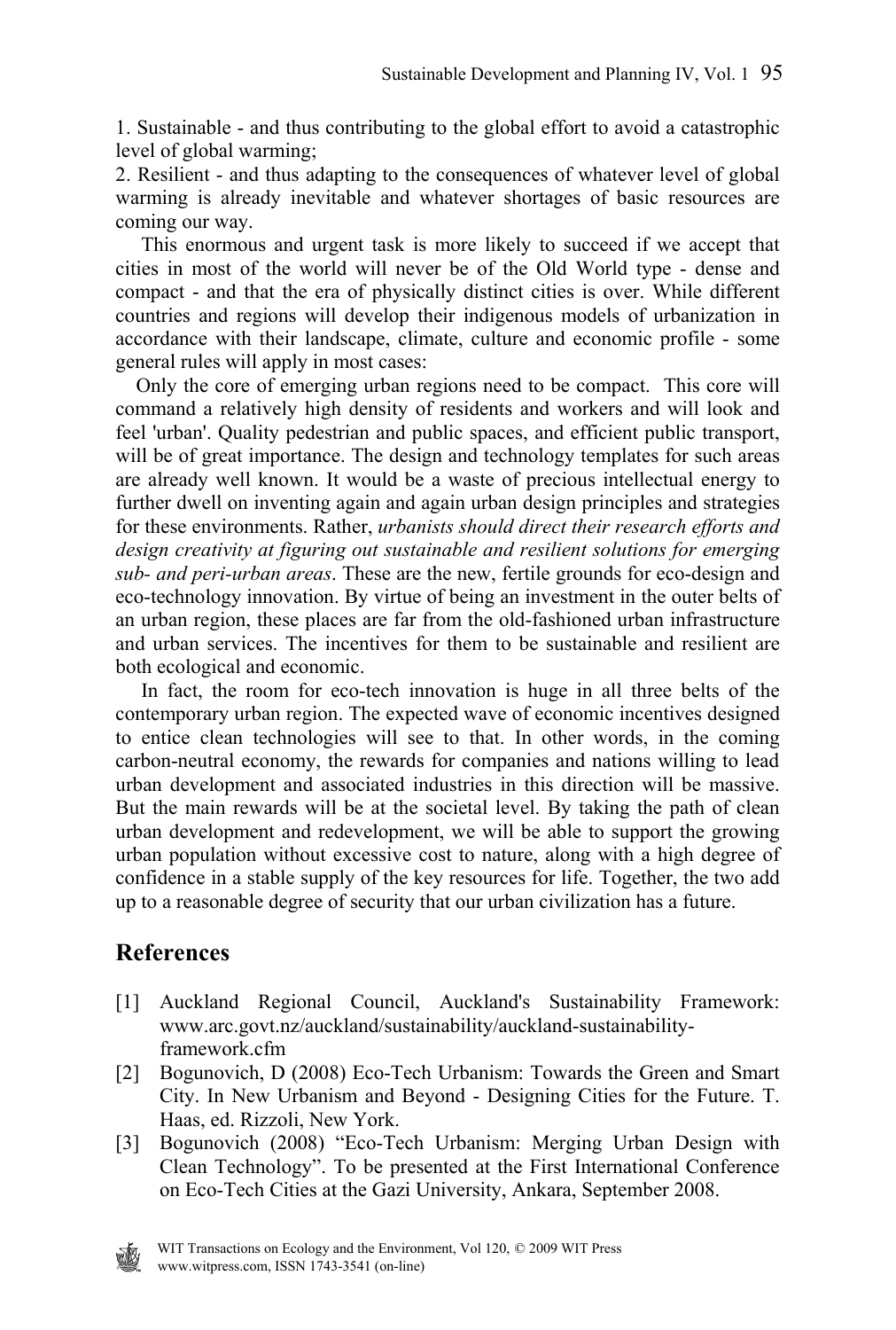1. Sustainable - and thus contributing to the global effort to avoid a catastrophic level of global warming;
2. Resilient - and thus adapting to the consequences of whatever level of global warming is already inevitable and whatever shortages of basic resources are coming our way.

This enormous and urgent task is more likely to succeed if we accept that cities in most of the world will never be of the Old World type - dense and compact - and that the era of physically distinct cities is over. While different countries and regions will develop their indigenous models of urbanization in accordance with their landscape, climate, culture and economic profile - some general rules will apply in most cases:

Only the core of emerging urban regions need to be compact. This core will command a relatively high density of residents and workers and will look and feel 'urban'. Quality pedestrian and public spaces, and efficient public transport, will be of great importance. The design and technology templates for such areas are already well known. It would be a waste of precious intellectual energy to further dwell on inventing again and again urban design principles and strategies for these environments. Rather, *urbanists should direct their research efforts and design creativity at figuring out sustainable and resilient solutions for emerging sub- and peri-urban areas*. These are the new, fertile grounds for eco-design and eco-technology innovation. By virtue of being an investment in the outer belts of an urban region, these places are far from the old-fashioned urban infrastructure and urban services. The incentives for them to be sustainable and resilient are both ecological and economic.

In fact, the room for eco-tech innovation is huge in all three belts of the contemporary urban region. The expected wave of economic incentives designed to entice clean technologies will see to that. In other words, in the coming carbon-neutral economy, the rewards for companies and nations willing to lead urban development and associated industries in this direction will be massive. But the main rewards will be at the societal level. By taking the path of clean urban development and redevelopment, we will be able to support the growing urban population without excessive cost to nature, along with a high degree of confidence in a stable supply of the key resources for life. Together, the two add up to a reasonable degree of security that our urban civilization has a future.

## References

[1] Auckland Regional Council, Auckland's Sustainability Framework: www.arc.govt.nz/auckland/sustainability/auckland-sustainability-framework.cfm

[2] Bogunovich, D (2008) Eco-Tech Urbanism: Towards the Green and Smart City. In New Urbanism and Beyond - Designing Cities for the Future. T. Haas, ed. Rizzoli, New York.

[3] Bogunovich (2008) "Eco-Tech Urbanism: Merging Urban Design with Clean Technology". To be presented at the First International Conference on Eco-Tech Cities at the Gazi University, Ankara, September 2008.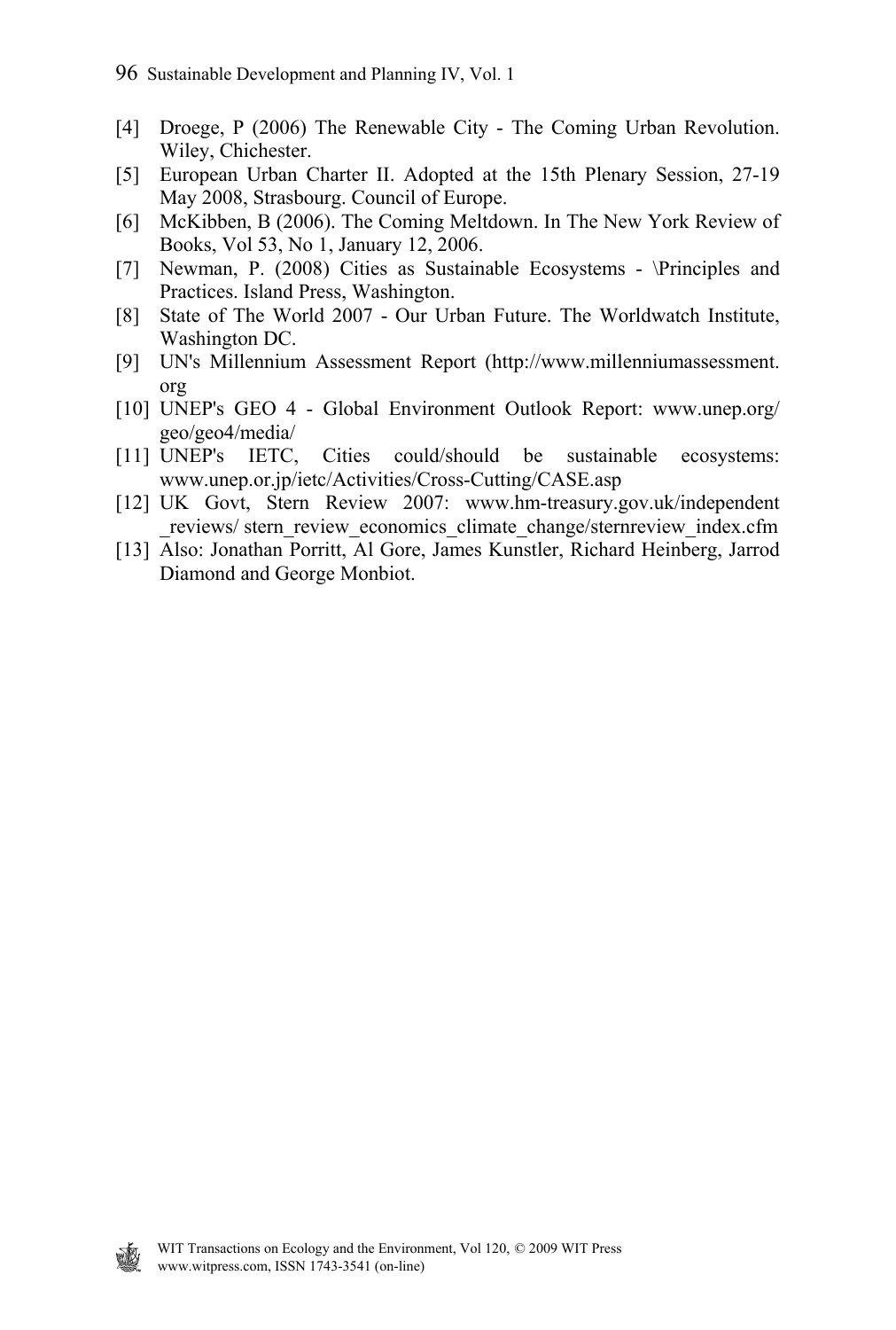[4] Droege, P (2006) The Renewable City - The Coming Urban Revolution. Wiley, Chichester.

[5] European Urban Charter II. Adopted at the 15th Plenary Session, 27-19 May 2008, Strasbourg. Council of Europe.

[6] McKibben, B (2006). The Coming Meltdown. In The New York Review of Books, Vol 53, No 1, January 12, 2006.

[7] Newman, P. (2008) Cities as Sustainable Ecosystems - \Principles and Practices. Island Press, Washington.

[8] State of The World 2007 - Our Urban Future. The Worldwatch Institute, Washington DC.

[9] UN's Millennium Assessment Report (http://www.millenniumassessment.org

[10] UNEP's GEO 4 - Global Environment Outlook Report: www.unep.org/geo/geo4/media/

[11] UNEP's IETC, Cities could/should be sustainable ecosystems: www.unep.or.jp/ietc/Activities/Cross-Cutting/CASE.asp

[12] UK Govt, Stern Review 2007: www.hm-treasury.gov.uk/independent_reviews/ stern_review_economics_climate_change/sternreview_index.cfm

[13] Also: Jonathan Porritt, Al Gore, James Kunstler, Richard Heinberg, Jarrod Diamond and George Monbiot.